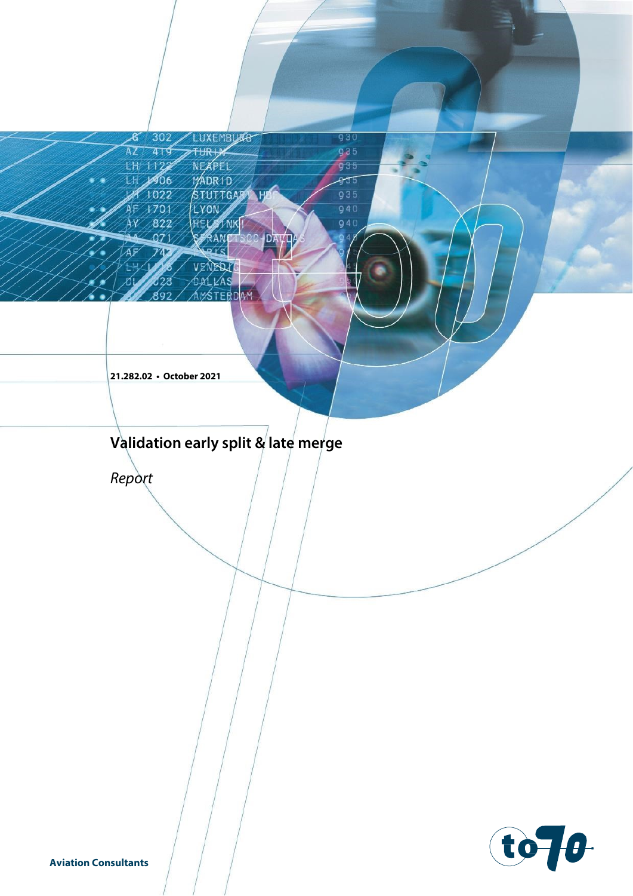**21.282.02 • October 2021**

# Validation early split & late merge

*Report*

**Aviation Consultants**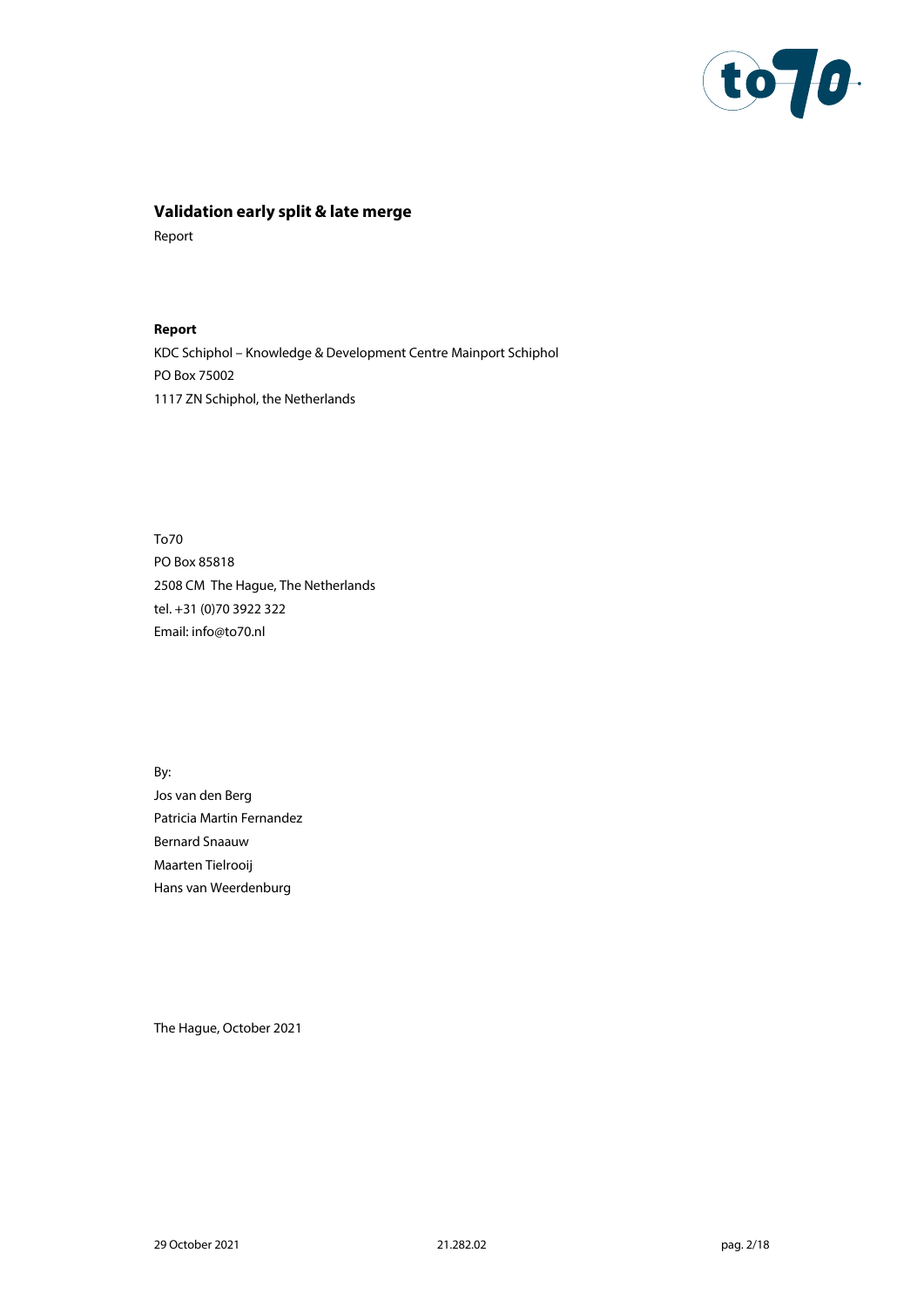**Validation early split & late merge**

Report

**Report**

KDC Schiphol – Knowledge & Development Centre Mainport Schiphol

PO Box 75002

1117 ZN Schiphol, the Netherlands

To70

PO Box 85818

2508 CM The Hague, The Netherlands

tel. +31 (0)70 3922 322

Email: info@to70.nl

By:

Jos van den Berg

Patricia Martin Fernandez

Bernard Snaauw

Maarten Tielrooij

Hans van Weerdenburg

The Hague, October 2021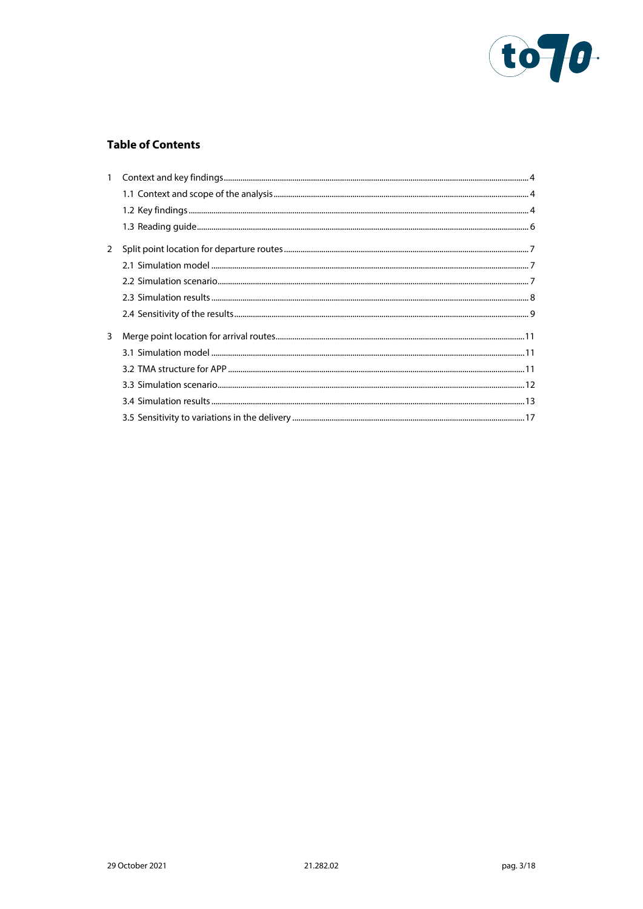## Table of Contents

1 Context and key findings ........ 4
- 1.1 Context and scope of the analysis ........ 4
- 1.2 Key findings ........ 4
- 1.3 Reading guide ........ 6

2 Split point location for departure routes ........ 7
- 2.1 Simulation model ........ 7
- 2.2 Simulation scenario ........ 7
- 2.3 Simulation results ........ 8
- 2.4 Sensitivity of the results ........ 9

3 Merge point location for arrival routes ........ 11
- 3.1 Simulation model ........ 11
- 3.2 TMA structure for APP ........ 11
- 3.3 Simulation scenario ........ 12
- 3.4 Simulation results ........ 13
- 3.5 Sensitivity to variations in the delivery ........ 17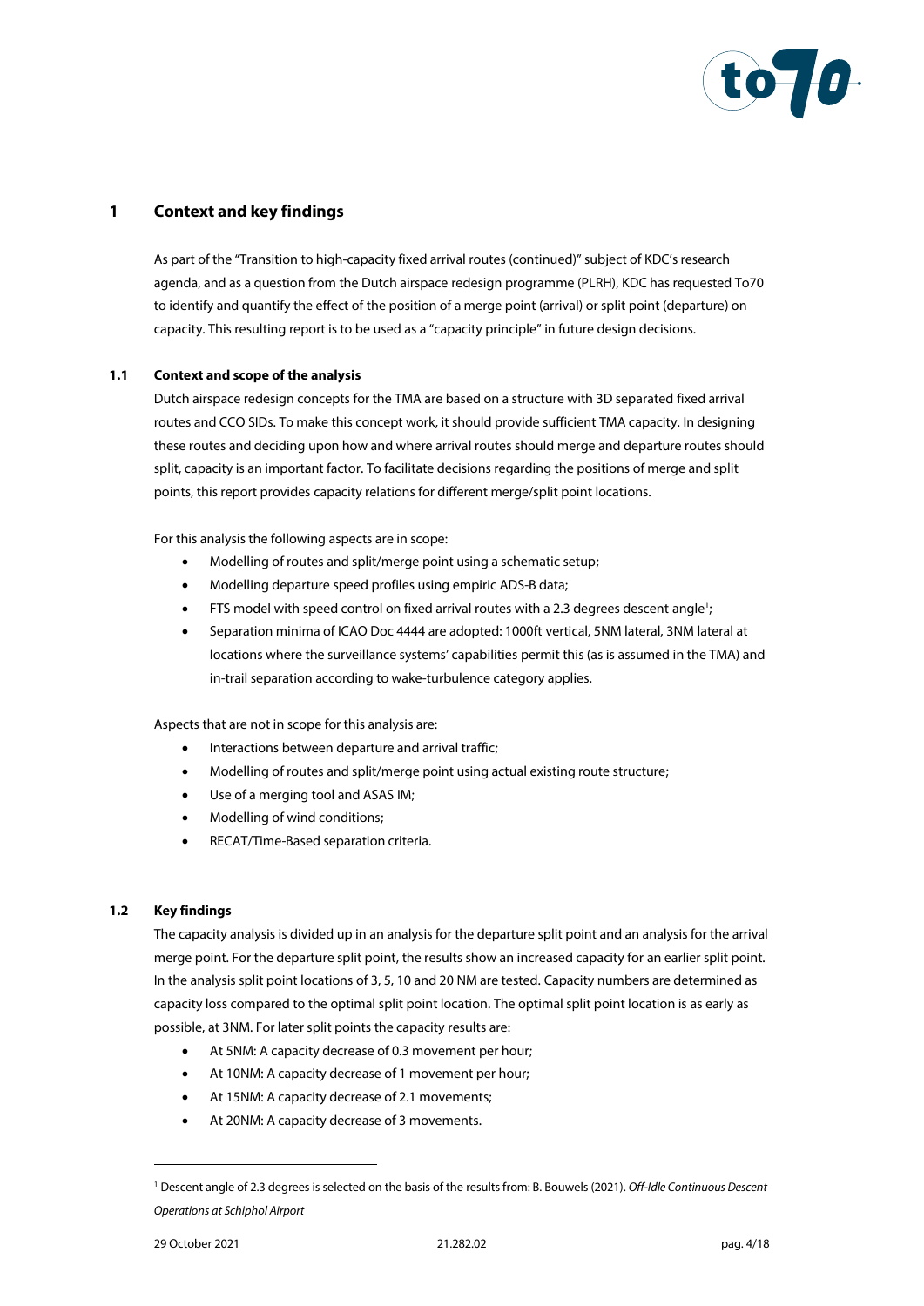# 1 Context and key findings

As part of the "Transition to high-capacity fixed arrival routes (continued)" subject of KDC's research agenda, and as a question from the Dutch airspace redesign programme (PLRH), KDC has requested To70 to identify and quantify the effect of the position of a merge point (arrival) or split point (departure) on capacity. This resulting report is to be used as a "capacity principle" in future design decisions.

## 1.1 Context and scope of the analysis

Dutch airspace redesign concepts for the TMA are based on a structure with 3D separated fixed arrival routes and CCO SIDs. To make this concept work, it should provide sufficient TMA capacity. In designing these routes and deciding upon how and where arrival routes should merge and departure routes should split, capacity is an important factor. To facilitate decisions regarding the positions of merge and split points, this report provides capacity relations for different merge/split point locations.

For this analysis the following aspects are in scope:

- Modelling of routes and split/merge point using a schematic setup;
- Modelling departure speed profiles using empiric ADS-B data;
- FTS model with speed control on fixed arrival routes with a 2.3 degrees descent angle[1];
- Separation minima of ICAO Doc 4444 are adopted: 1000ft vertical, 5NM lateral, 3NM lateral at locations where the surveillance systems' capabilities permit this (as is assumed in the TMA) and in-trail separation according to wake-turbulence category applies.

Aspects that are not in scope for this analysis are:

- Interactions between departure and arrival traffic;
- Modelling of routes and split/merge point using actual existing route structure;
- Use of a merging tool and ASAS IM;
- Modelling of wind conditions;
- RECAT/Time-Based separation criteria.

## 1.2 Key findings

The capacity analysis is divided up in an analysis for the departure split point and an analysis for the arrival merge point. For the departure split point, the results show an increased capacity for an earlier split point. In the analysis split point locations of 3, 5, 10 and 20 NM are tested. Capacity numbers are determined as capacity loss compared to the optimal split point location. The optimal split point location is as early as possible, at 3NM. For later split points the capacity results are:

- At 5NM: A capacity decrease of 0.3 movement per hour;
- At 10NM: A capacity decrease of 1 movement per hour;
- At 15NM: A capacity decrease of 2.1 movements;
- At 20NM: A capacity decrease of 3 movements.

---

[1] Descent angle of 2.3 degrees is selected on the basis of the results from: B. Bouwels (2021). *Off-Idle Continuous Descent Operations at Schiphol Airport*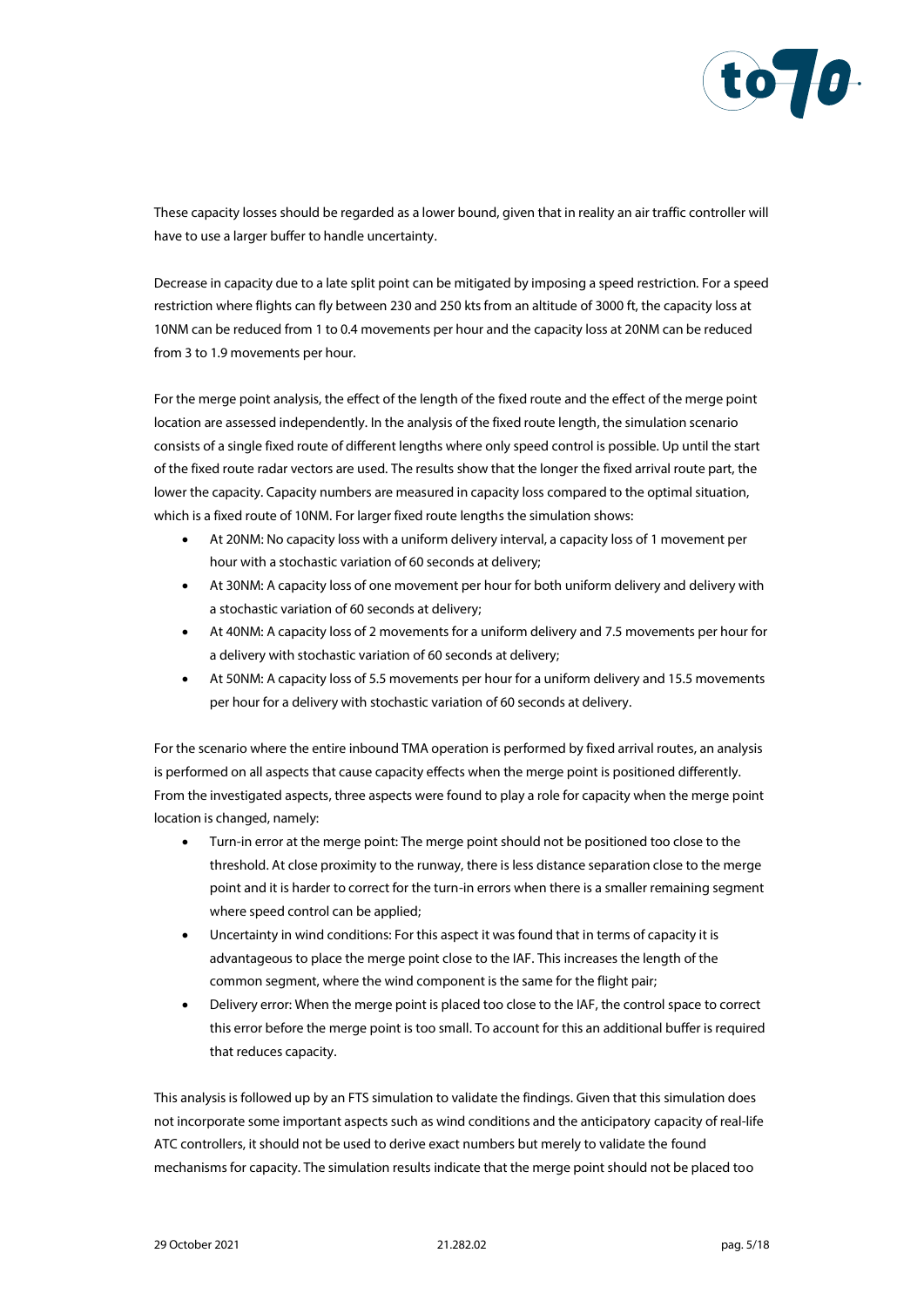These capacity losses should be regarded as a lower bound, given that in reality an air traffic controller will have to use a larger buffer to handle uncertainty.

Decrease in capacity due to a late split point can be mitigated by imposing a speed restriction. For a speed restriction where flights can fly between 230 and 250 kts from an altitude of 3000 ft, the capacity loss at 10NM can be reduced from 1 to 0.4 movements per hour and the capacity loss at 20NM can be reduced from 3 to 1.9 movements per hour.

For the merge point analysis, the effect of the length of the fixed route and the effect of the merge point location are assessed independently. In the analysis of the fixed route length, the simulation scenario consists of a single fixed route of different lengths where only speed control is possible. Up until the start of the fixed route radar vectors are used. The results show that the longer the fixed arrival route part, the lower the capacity. Capacity numbers are measured in capacity loss compared to the optimal situation, which is a fixed route of 10NM. For larger fixed route lengths the simulation shows:

- At 20NM: No capacity loss with a uniform delivery interval, a capacity loss of 1 movement per hour with a stochastic variation of 60 seconds at delivery;
- At 30NM: A capacity loss of one movement per hour for both uniform delivery and delivery with a stochastic variation of 60 seconds at delivery;
- At 40NM: A capacity loss of 2 movements for a uniform delivery and 7.5 movements per hour for a delivery with stochastic variation of 60 seconds at delivery;
- At 50NM: A capacity loss of 5.5 movements per hour for a uniform delivery and 15.5 movements per hour for a delivery with stochastic variation of 60 seconds at delivery.

For the scenario where the entire inbound TMA operation is performed by fixed arrival routes, an analysis is performed on all aspects that cause capacity effects when the merge point is positioned differently. From the investigated aspects, three aspects were found to play a role for capacity when the merge point location is changed, namely:

- Turn-in error at the merge point: The merge point should not be positioned too close to the threshold. At close proximity to the runway, there is less distance separation close to the merge point and it is harder to correct for the turn-in errors when there is a smaller remaining segment where speed control can be applied;
- Uncertainty in wind conditions: For this aspect it was found that in terms of capacity it is advantageous to place the merge point close to the IAF. This increases the length of the common segment, where the wind component is the same for the flight pair;
- Delivery error: When the merge point is placed too close to the IAF, the control space to correct this error before the merge point is too small. To account for this an additional buffer is required that reduces capacity.

This analysis is followed up by an FTS simulation to validate the findings. Given that this simulation does not incorporate some important aspects such as wind conditions and the anticipatory capacity of real-life ATC controllers, it should not be used to derive exact numbers but merely to validate the found mechanisms for capacity. The simulation results indicate that the merge point should not be placed too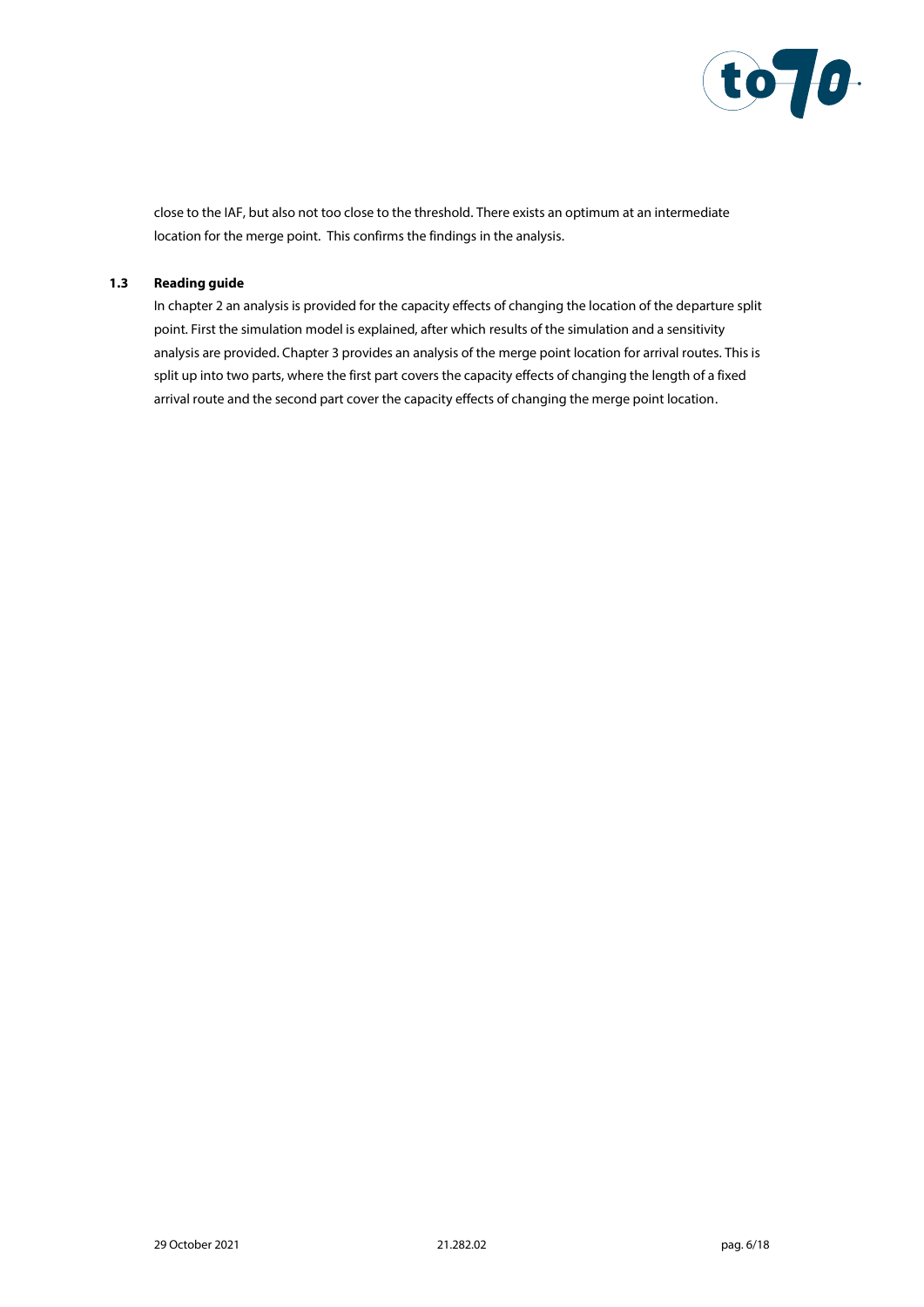close to the IAF, but also not too close to the threshold. There exists an optimum at an intermediate location for the merge point. This confirms the findings in the analysis.

### 1.3 Reading guide

In chapter 2 an analysis is provided for the capacity effects of changing the location of the departure split point. First the simulation model is explained, after which results of the simulation and a sensitivity analysis are provided. Chapter 3 provides an analysis of the merge point location for arrival routes. This is split up into two parts, where the first part covers the capacity effects of changing the length of a fixed arrival route and the second part cover the capacity effects of changing the merge point location.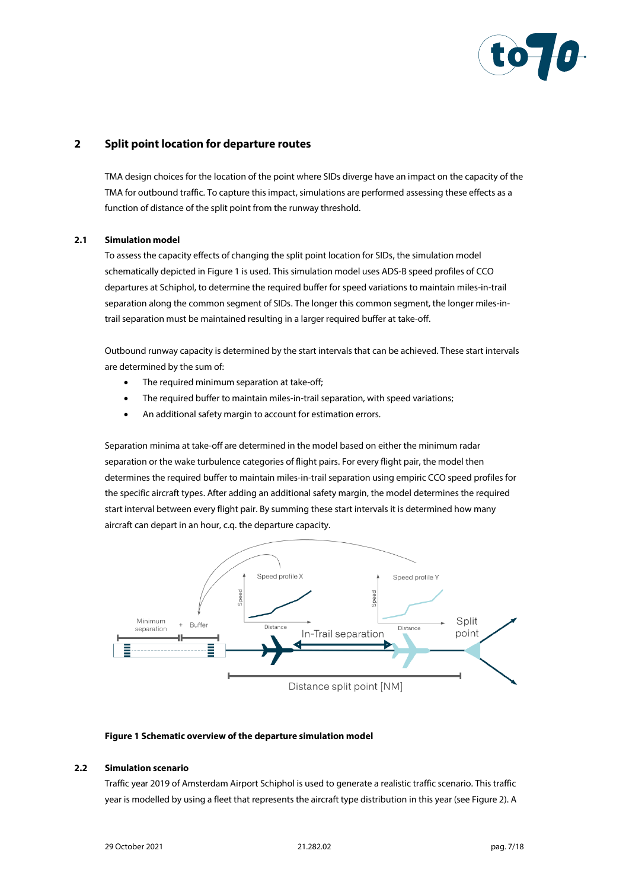## 2 Split point location for departure routes

TMA design choices for the location of the point where SIDs diverge have an impact on the capacity of the TMA for outbound traffic. To capture this impact, simulations are performed assessing these effects as a function of distance of the split point from the runway threshold.

### 2.1 Simulation model

To assess the capacity effects of changing the split point location for SIDs, the simulation model schematically depicted in Figure 1 is used. This simulation model uses ADS-B speed profiles of CCO departures at Schiphol, to determine the required buffer for speed variations to maintain miles-in-trail separation along the common segment of SIDs. The longer this common segment, the longer miles-in-trail separation must be maintained resulting in a larger required buffer at take-off.

Outbound runway capacity is determined by the start intervals that can be achieved. These start intervals are determined by the sum of:

- The required minimum separation at take-off;
- The required buffer to maintain miles-in-trail separation, with speed variations;
- An additional safety margin to account for estimation errors.

Separation minima at take-off are determined in the model based on either the minimum radar separation or the wake turbulence categories of flight pairs. For every flight pair, the model then determines the required buffer to maintain miles-in-trail separation using empiric CCO speed profiles for the specific aircraft types. After adding an additional safety margin, the model determines the required start interval between every flight pair. By summing these start intervals it is determined how many aircraft can depart in an hour, c.q. the departure capacity.

**Figure 1 Schematic overview of the departure simulation model**

### 2.2 Simulation scenario

Traffic year 2019 of Amsterdam Airport Schiphol is used to generate a realistic traffic scenario. This traffic year is modelled by using a fleet that represents the aircraft type distribution in this year (see Figure 2). A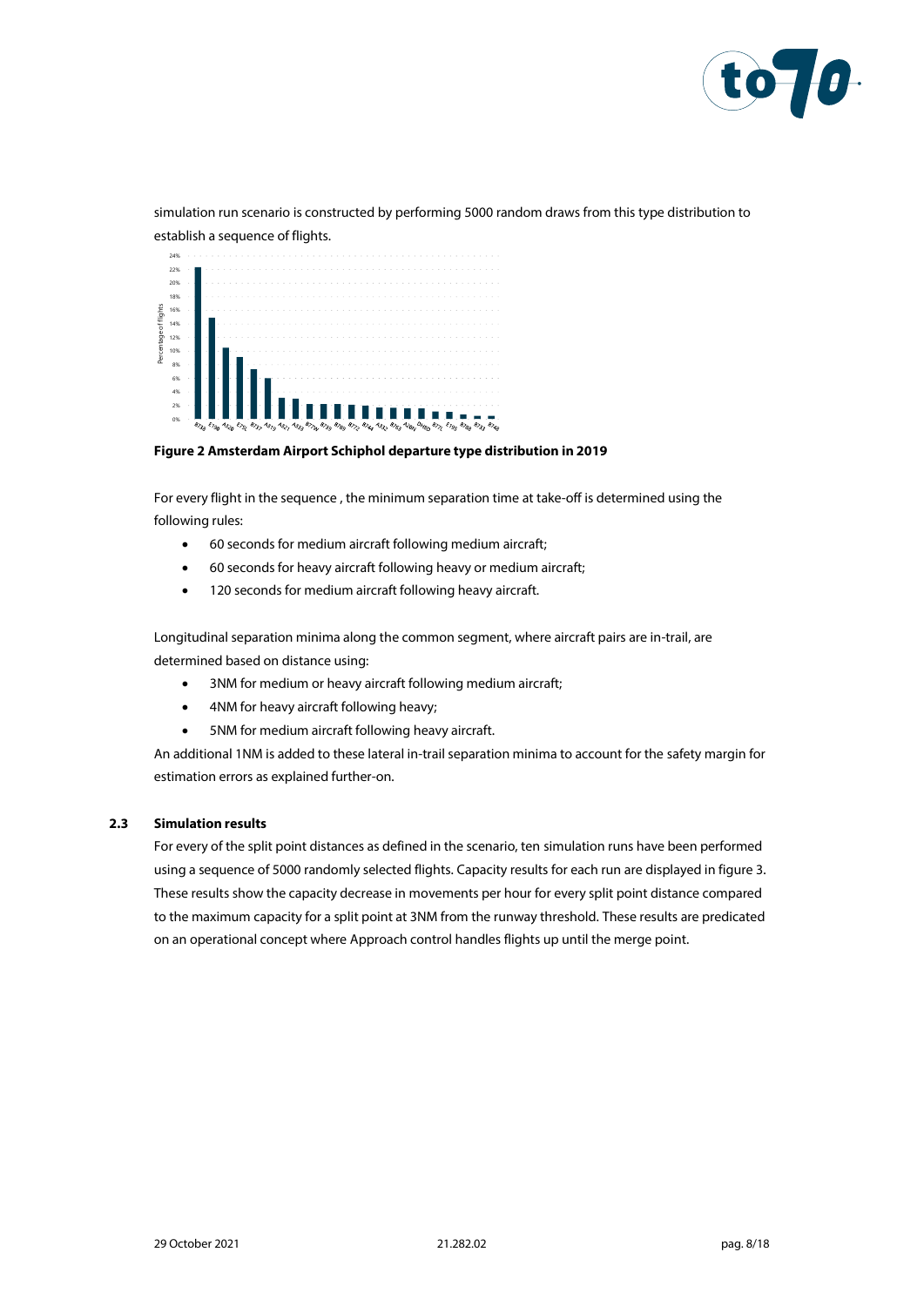simulation run scenario is constructed by performing 5000 random draws from this type distribution to establish a sequence of flights.

**Figure 2 Amsterdam Airport Schiphol departure type distribution in 2019**

For every flight in the sequence , the minimum separation time at take-off is determined using the following rules:

- 60 seconds for medium aircraft following medium aircraft;
- 60 seconds for heavy aircraft following heavy or medium aircraft;
- 120 seconds for medium aircraft following heavy aircraft.

Longitudinal separation minima along the common segment, where aircraft pairs are in-trail, are determined based on distance using:

- 3NM for medium or heavy aircraft following medium aircraft;
- 4NM for heavy aircraft following heavy;
- 5NM for medium aircraft following heavy aircraft.

An additional 1NM is added to these lateral in-trail separation minima to account for the safety margin for estimation errors as explained further-on.

### 2.3 Simulation results

For every of the split point distances as defined in the scenario, ten simulation runs have been performed using a sequence of 5000 randomly selected flights. Capacity results for each run are displayed in figure 3. These results show the capacity decrease in movements per hour for every split point distance compared to the maximum capacity for a split point at 3NM from the runway threshold. These results are predicated on an operational concept where Approach control handles flights up until the merge point.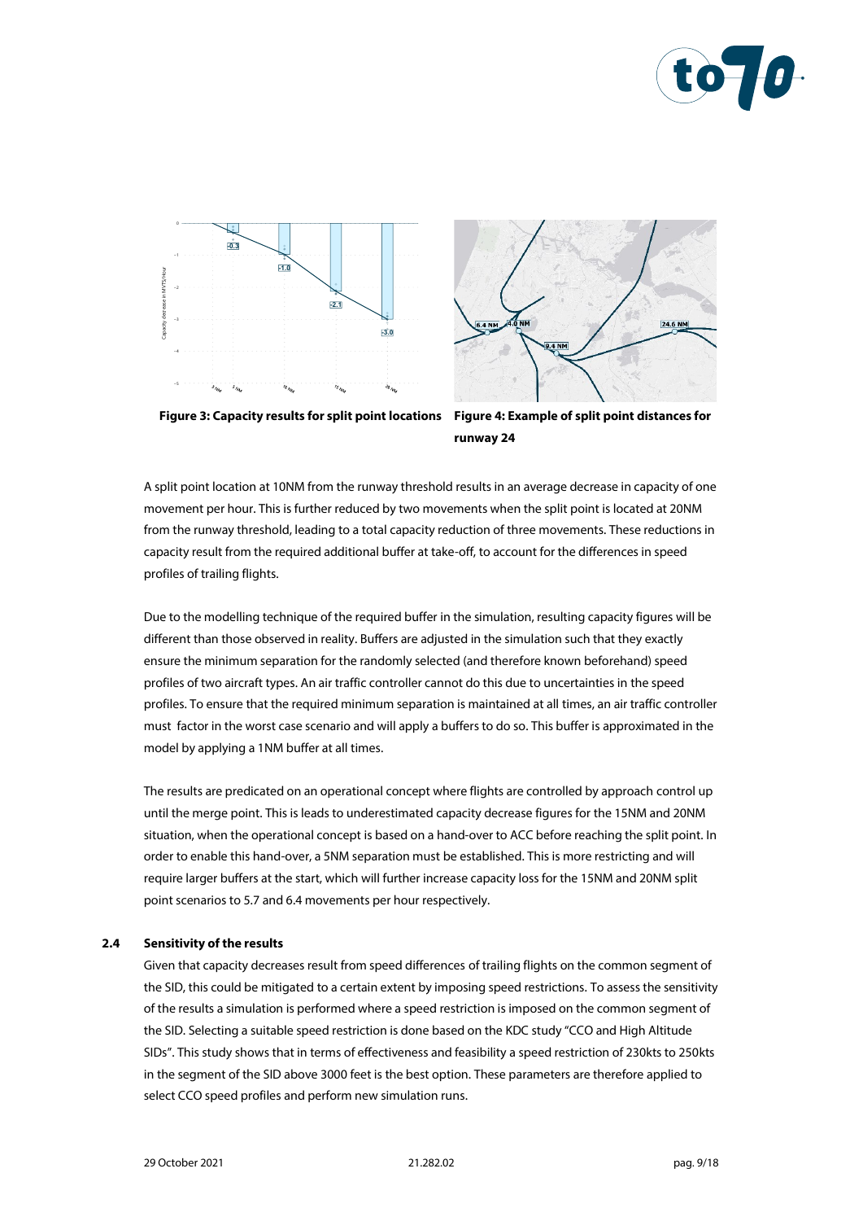Figure 3: Capacity results for split point locations

Figure 4: Example of split point distances for runway 24

A split point location at 10NM from the runway threshold results in an average decrease in capacity of one movement per hour. This is further reduced by two movements when the split point is located at 20NM from the runway threshold, leading to a total capacity reduction of three movements. These reductions in capacity result from the required additional buffer at take-off, to account for the differences in speed profiles of trailing flights.

Due to the modelling technique of the required buffer in the simulation, resulting capacity figures will be different than those observed in reality. Buffers are adjusted in the simulation such that they exactly ensure the minimum separation for the randomly selected (and therefore known beforehand) speed profiles of two aircraft types. An air traffic controller cannot do this due to uncertainties in the speed profiles. To ensure that the required minimum separation is maintained at all times, an air traffic controller must factor in the worst case scenario and will apply a buffers to do so. This buffer is approximated in the model by applying a 1NM buffer at all times.

The results are predicated on an operational concept where flights are controlled by approach control up until the merge point. This is leads to underestimated capacity decrease figures for the 15NM and 20NM situation, when the operational concept is based on a hand-over to ACC before reaching the split point. In order to enable this hand-over, a 5NM separation must be established. This is more restricting and will require larger buffers at the start, which will further increase capacity loss for the 15NM and 20NM split point scenarios to 5.7 and 6.4 movements per hour respectively.

## 2.4 Sensitivity of the results

Given that capacity decreases result from speed differences of trailing flights on the common segment of the SID, this could be mitigated to a certain extent by imposing speed restrictions. To assess the sensitivity of the results a simulation is performed where a speed restriction is imposed on the common segment of the SID. Selecting a suitable speed restriction is done based on the KDC study "CCO and High Altitude SIDs". This study shows that in terms of effectiveness and feasibility a speed restriction of 230kts to 250kts in the segment of the SID above 3000 feet is the best option. These parameters are therefore applied to select CCO speed profiles and perform new simulation runs.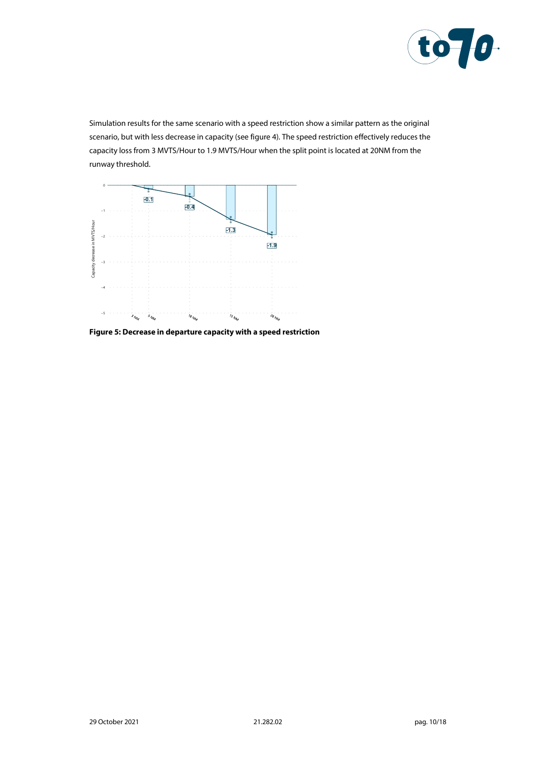Simulation results for the same scenario with a speed restriction show a similar pattern as the original scenario, but with less decrease in capacity (see figure 4). The speed restriction effectively reduces the capacity loss from 3 MVTS/Hour to 1.9 MVTS/Hour when the split point is located at 20NM from the runway threshold.

**Figure 5: Decrease in departure capacity with a speed restriction**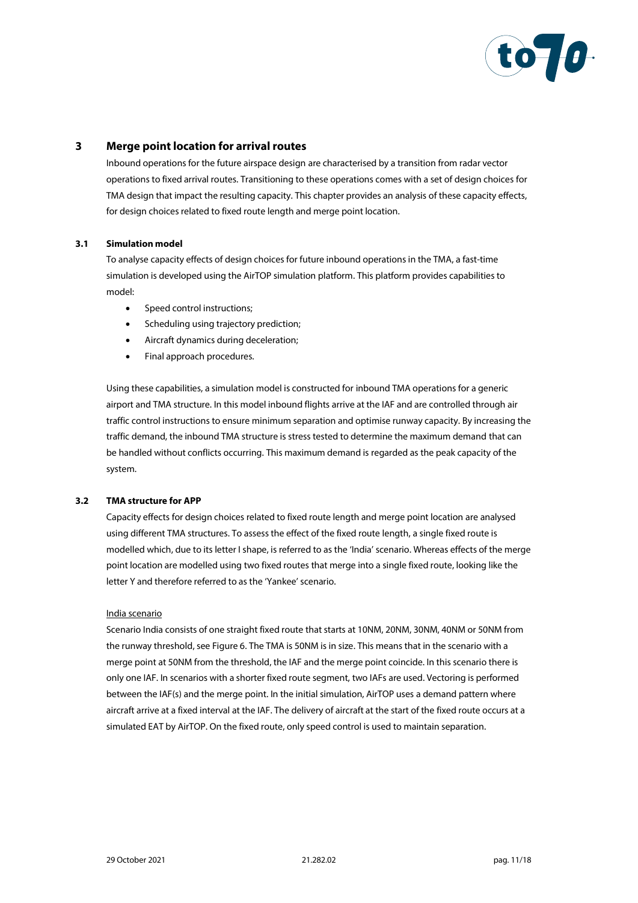# 3 Merge point location for arrival routes

Inbound operations for the future airspace design are characterised by a transition from radar vector operations to fixed arrival routes. Transitioning to these operations comes with a set of design choices for TMA design that impact the resulting capacity. This chapter provides an analysis of these capacity effects, for design choices related to fixed route length and merge point location.

## 3.1 Simulation model

To analyse capacity effects of design choices for future inbound operations in the TMA, a fast-time simulation is developed using the AirTOP simulation platform. This platform provides capabilities to model:

- Speed control instructions;
- Scheduling using trajectory prediction;
- Aircraft dynamics during deceleration;
- Final approach procedures.

Using these capabilities, a simulation model is constructed for inbound TMA operations for a generic airport and TMA structure. In this model inbound flights arrive at the IAF and are controlled through air traffic control instructions to ensure minimum separation and optimise runway capacity. By increasing the traffic demand, the inbound TMA structure is stress tested to determine the maximum demand that can be handled without conflicts occurring. This maximum demand is regarded as the peak capacity of the system.

## 3.2 TMA structure for APP

Capacity effects for design choices related to fixed route length and merge point location are analysed using different TMA structures. To assess the effect of the fixed route length, a single fixed route is modelled which, due to its letter I shape, is referred to as the 'India' scenario. Whereas effects of the merge point location are modelled using two fixed routes that merge into a single fixed route, looking like the letter Y and therefore referred to as the 'Yankee' scenario.

India scenario

Scenario India consists of one straight fixed route that starts at 10NM, 20NM, 30NM, 40NM or 50NM from the runway threshold, see Figure 6. The TMA is 50NM is in size. This means that in the scenario with a merge point at 50NM from the threshold, the IAF and the merge point coincide. In this scenario there is only one IAF. In scenarios with a shorter fixed route segment, two IAFs are used. Vectoring is performed between the IAF(s) and the merge point. In the initial simulation, AirTOP uses a demand pattern where aircraft arrive at a fixed interval at the IAF. The delivery of aircraft at the start of the fixed route occurs at a simulated EAT by AirTOP. On the fixed route, only speed control is used to maintain separation.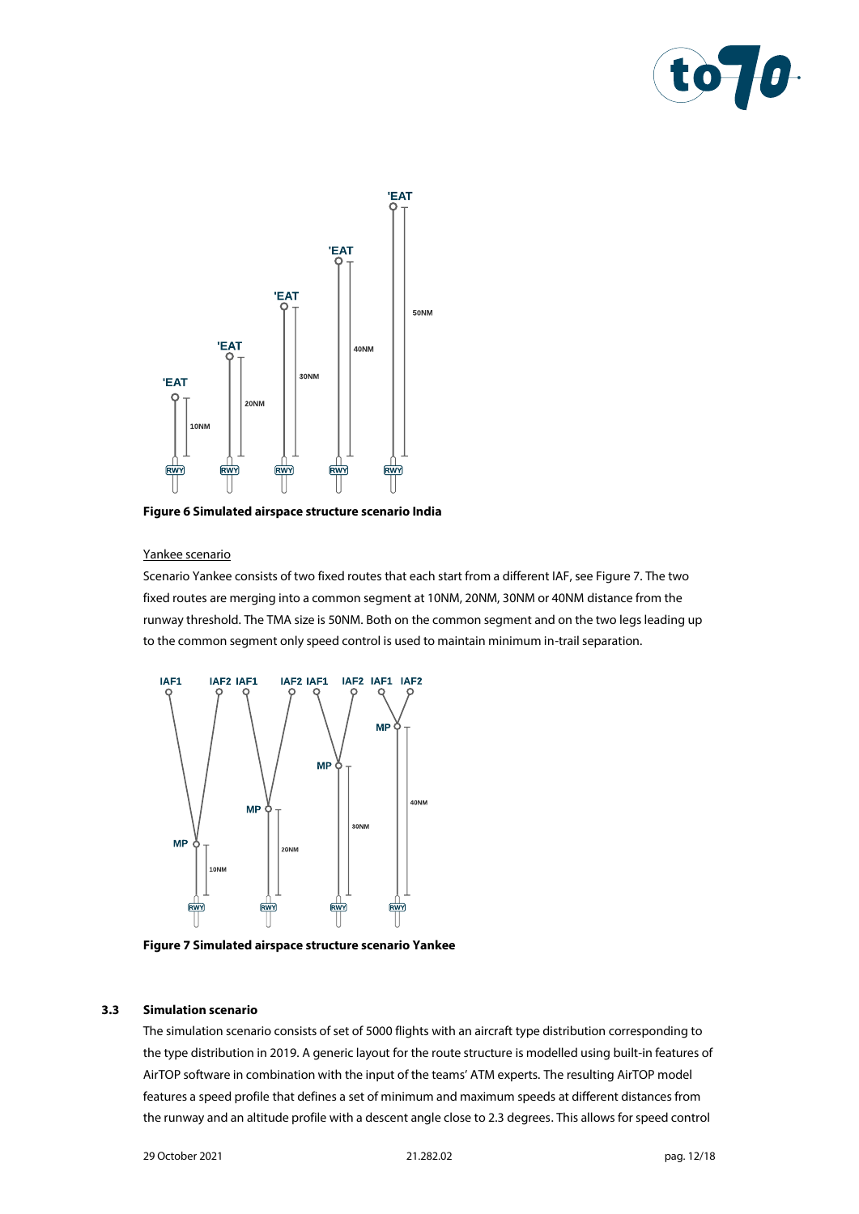Figure 6 Simulated airspace structure scenario India

Yankee scenario

Scenario Yankee consists of two fixed routes that each start from a different IAF, see Figure 7. The two fixed routes are merging into a common segment at 10NM, 20NM, 30NM or 40NM distance from the runway threshold. The TMA size is 50NM. Both on the common segment and on the two legs leading up to the common segment only speed control is used to maintain minimum in-trail separation.

Figure 7 Simulated airspace structure scenario Yankee

### 3.3 Simulation scenario

The simulation scenario consists of set of 5000 flights with an aircraft type distribution corresponding to the type distribution in 2019. A generic layout for the route structure is modelled using built-in features of AirTOP software in combination with the input of the teams' ATM experts. The resulting AirTOP model features a speed profile that defines a set of minimum and maximum speeds at different distances from the runway and an altitude profile with a descent angle close to 2.3 degrees. This allows for speed control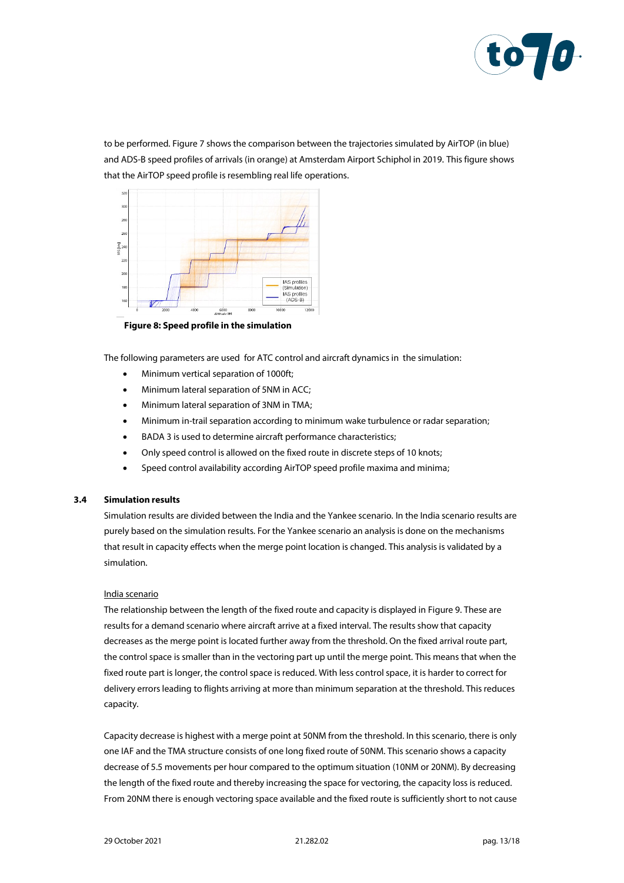to be performed. Figure 7 shows the comparison between the trajectories simulated by AirTOP (in blue) and ADS-B speed profiles of arrivals (in orange) at Amsterdam Airport Schiphol in 2019. This figure shows that the AirTOP speed profile is resembling real life operations.

**Figure 8: Speed profile in the simulation**

The following parameters are used for ATC control and aircraft dynamics in the simulation:

- Minimum vertical separation of 1000ft;
- Minimum lateral separation of 5NM in ACC;
- Minimum lateral separation of 3NM in TMA;
- Minimum in-trail separation according to minimum wake turbulence or radar separation;
- BADA 3 is used to determine aircraft performance characteristics;
- Only speed control is allowed on the fixed route in discrete steps of 10 knots;
- Speed control availability according AirTOP speed profile maxima and minima;

### 3.4 Simulation results

Simulation results are divided between the India and the Yankee scenario. In the India scenario results are purely based on the simulation results. For the Yankee scenario an analysis is done on the mechanisms that result in capacity effects when the merge point location is changed. This analysis is validated by a simulation.

India scenario

The relationship between the length of the fixed route and capacity is displayed in Figure 9. These are results for a demand scenario where aircraft arrive at a fixed interval. The results show that capacity decreases as the merge point is located further away from the threshold. On the fixed arrival route part, the control space is smaller than in the vectoring part up until the merge point. This means that when the fixed route part is longer, the control space is reduced. With less control space, it is harder to correct for delivery errors leading to flights arriving at more than minimum separation at the threshold. This reduces capacity.

Capacity decrease is highest with a merge point at 50NM from the threshold. In this scenario, there is only one IAF and the TMA structure consists of one long fixed route of 50NM. This scenario shows a capacity decrease of 5.5 movements per hour compared to the optimum situation (10NM or 20NM). By decreasing the length of the fixed route and thereby increasing the space for vectoring, the capacity loss is reduced. From 20NM there is enough vectoring space available and the fixed route is sufficiently short to not cause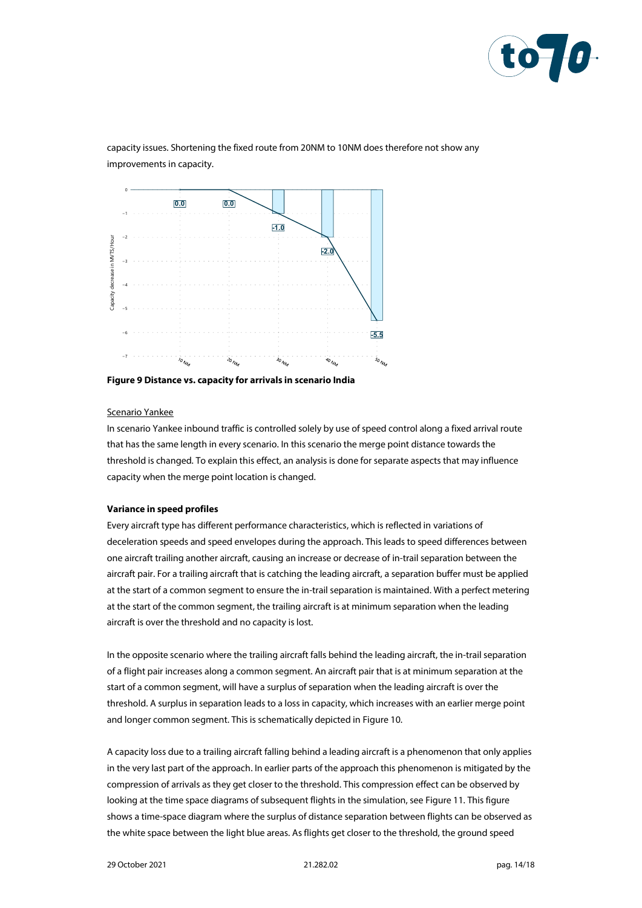capacity issues. Shortening the fixed route from 20NM to 10NM does therefore not show any improvements in capacity.

**Figure 9 Distance vs. capacity for arrivals in scenario India**

Scenario Yankee

In scenario Yankee inbound traffic is controlled solely by use of speed control along a fixed arrival route that has the same length in every scenario. In this scenario the merge point distance towards the threshold is changed. To explain this effect, an analysis is done for separate aspects that may influence capacity when the merge point location is changed.

**Variance in speed profiles**

Every aircraft type has different performance characteristics, which is reflected in variations of deceleration speeds and speed envelopes during the approach. This leads to speed differences between one aircraft trailing another aircraft, causing an increase or decrease of in-trail separation between the aircraft pair. For a trailing aircraft that is catching the leading aircraft, a separation buffer must be applied at the start of a common segment to ensure the in-trail separation is maintained. With a perfect metering at the start of the common segment, the trailing aircraft is at minimum separation when the leading aircraft is over the threshold and no capacity is lost.

In the opposite scenario where the trailing aircraft falls behind the leading aircraft, the in-trail separation of a flight pair increases along a common segment. An aircraft pair that is at minimum separation at the start of a common segment, will have a surplus of separation when the leading aircraft is over the threshold. A surplus in separation leads to a loss in capacity, which increases with an earlier merge point and longer common segment. This is schematically depicted in Figure 10.

A capacity loss due to a trailing aircraft falling behind a leading aircraft is a phenomenon that only applies in the very last part of the approach. In earlier parts of the approach this phenomenon is mitigated by the compression of arrivals as they get closer to the threshold. This compression effect can be observed by looking at the time space diagrams of subsequent flights in the simulation, see Figure 11. This figure shows a time-space diagram where the surplus of distance separation between flights can be observed as the white space between the light blue areas. As flights get closer to the threshold, the ground speed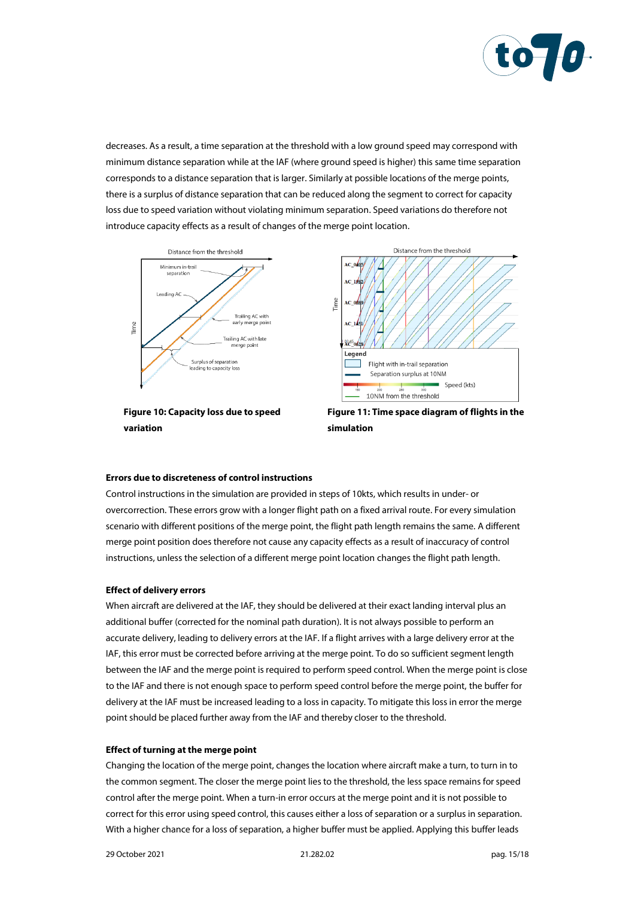decreases. As a result, a time separation at the threshold with a low ground speed may correspond with minimum distance separation while at the IAF (where ground speed is higher) this same time separation corresponds to a distance separation that is larger. Similarly at possible locations of the merge points, there is a surplus of distance separation that can be reduced along the segment to correct for capacity loss due to speed variation without violating minimum separation. Speed variations do therefore not introduce capacity effects as a result of changes of the merge point location.

**Figure 10: Capacity loss due to speed variation**

**Figure 11: Time space diagram of flights in the simulation**

#### Errors due to discreteness of control instructions

Control instructions in the simulation are provided in steps of 10kts, which results in under- or overcorrection. These errors grow with a longer flight path on a fixed arrival route. For every simulation scenario with different positions of the merge point, the flight path length remains the same. A different merge point position does therefore not cause any capacity effects as a result of inaccuracy of control instructions, unless the selection of a different merge point location changes the flight path length.

#### Effect of delivery errors

When aircraft are delivered at the IAF, they should be delivered at their exact landing interval plus an additional buffer (corrected for the nominal path duration). It is not always possible to perform an accurate delivery, leading to delivery errors at the IAF. If a flight arrives with a large delivery error at the IAF, this error must be corrected before arriving at the merge point. To do so sufficient segment length between the IAF and the merge point is required to perform speed control. When the merge point is close to the IAF and there is not enough space to perform speed control before the merge point, the buffer for delivery at the IAF must be increased leading to a loss in capacity. To mitigate this loss in error the merge point should be placed further away from the IAF and thereby closer to the threshold.

#### Effect of turning at the merge point

Changing the location of the merge point, changes the location where aircraft make a turn, to turn in to the common segment. The closer the merge point lies to the threshold, the less space remains for speed control after the merge point. When a turn-in error occurs at the merge point and it is not possible to correct for this error using speed control, this causes either a loss of separation or a surplus in separation. With a higher chance for a loss of separation, a higher buffer must be applied. Applying this buffer leads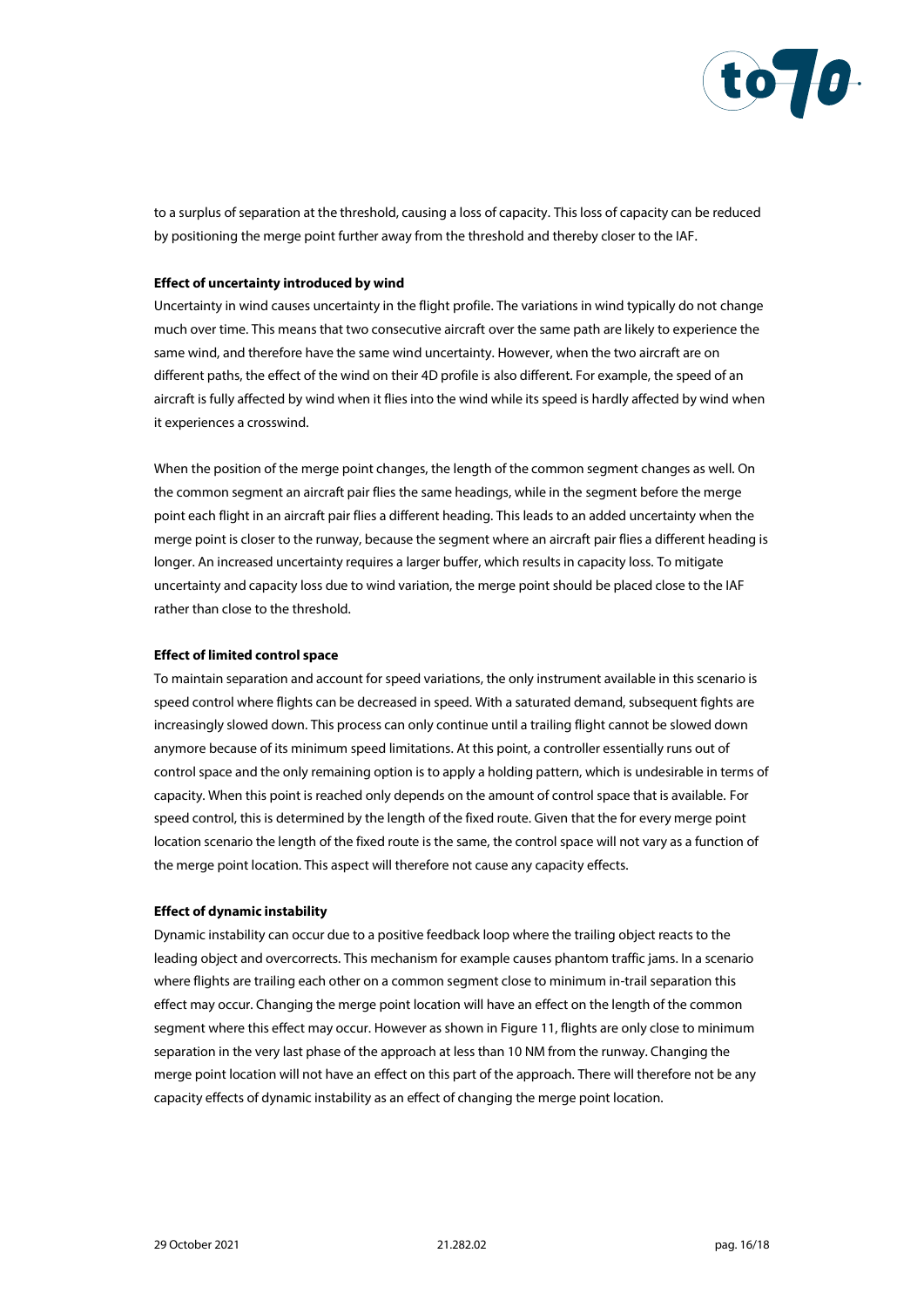to a surplus of separation at the threshold, causing a loss of capacity. This loss of capacity can be reduced by positioning the merge point further away from the threshold and thereby closer to the IAF.

**Effect of uncertainty introduced by wind**

Uncertainty in wind causes uncertainty in the flight profile. The variations in wind typically do not change much over time. This means that two consecutive aircraft over the same path are likely to experience the same wind, and therefore have the same wind uncertainty. However, when the two aircraft are on different paths, the effect of the wind on their 4D profile is also different. For example, the speed of an aircraft is fully affected by wind when it flies into the wind while its speed is hardly affected by wind when it experiences a crosswind.

When the position of the merge point changes, the length of the common segment changes as well. On the common segment an aircraft pair flies the same headings, while in the segment before the merge point each flight in an aircraft pair flies a different heading. This leads to an added uncertainty when the merge point is closer to the runway, because the segment where an aircraft pair flies a different heading is longer. An increased uncertainty requires a larger buffer, which results in capacity loss. To mitigate uncertainty and capacity loss due to wind variation, the merge point should be placed close to the IAF rather than close to the threshold.

**Effect of limited control space**

To maintain separation and account for speed variations, the only instrument available in this scenario is speed control where flights can be decreased in speed. With a saturated demand, subsequent fights are increasingly slowed down. This process can only continue until a trailing flight cannot be slowed down anymore because of its minimum speed limitations. At this point, a controller essentially runs out of control space and the only remaining option is to apply a holding pattern, which is undesirable in terms of capacity. When this point is reached only depends on the amount of control space that is available. For speed control, this is determined by the length of the fixed route. Given that the for every merge point location scenario the length of the fixed route is the same, the control space will not vary as a function of the merge point location. This aspect will therefore not cause any capacity effects.

**Effect of dynamic instability**

Dynamic instability can occur due to a positive feedback loop where the trailing object reacts to the leading object and overcorrects. This mechanism for example causes phantom traffic jams. In a scenario where flights are trailing each other on a common segment close to minimum in-trail separation this effect may occur. Changing the merge point location will have an effect on the length of the common segment where this effect may occur. However as shown in Figure 11, flights are only close to minimum separation in the very last phase of the approach at less than 10 NM from the runway. Changing the merge point location will not have an effect on this part of the approach. There will therefore not be any capacity effects of dynamic instability as an effect of changing the merge point location.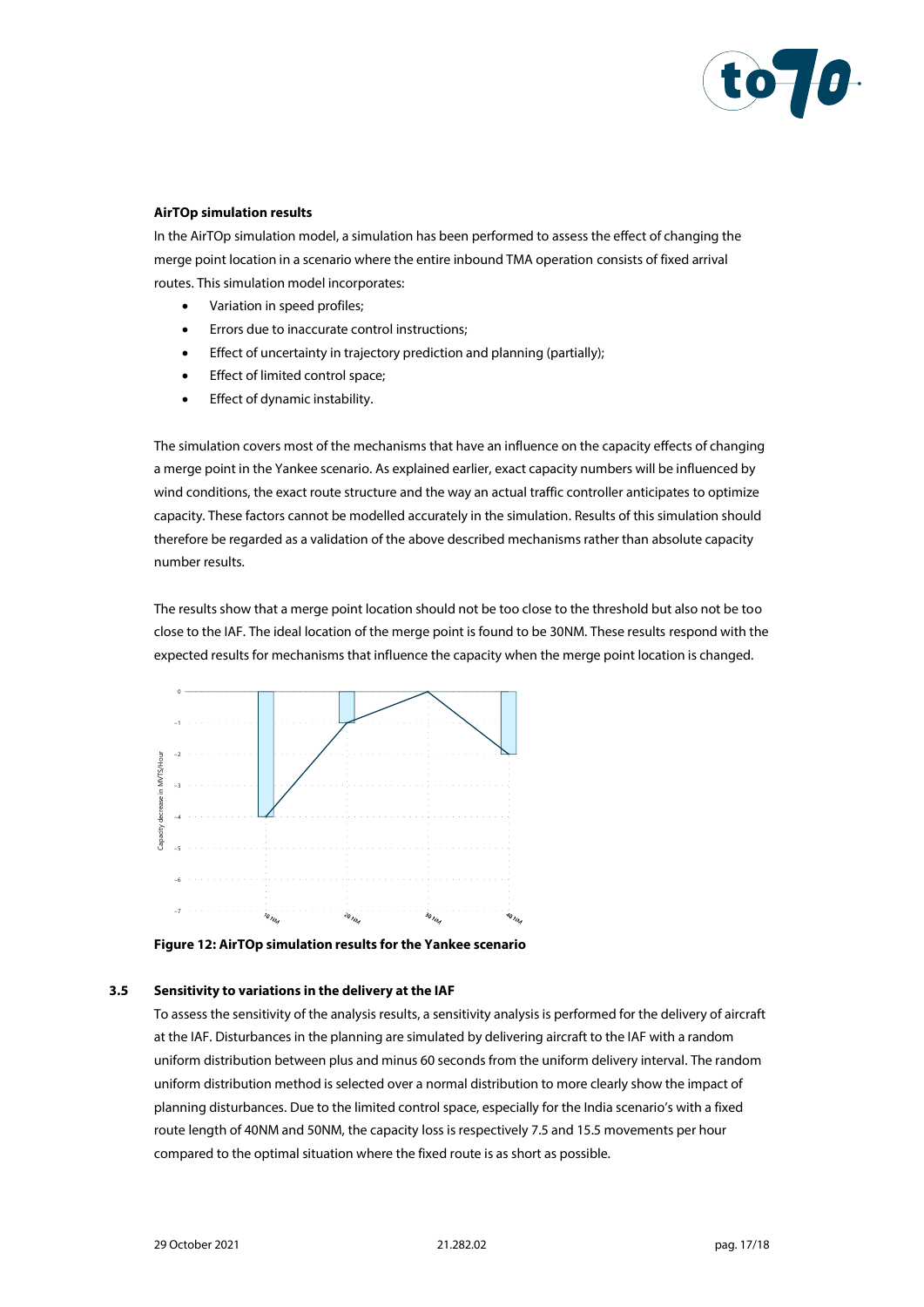**AirTOp simulation results**

In the AirTOp simulation model, a simulation has been performed to assess the effect of changing the merge point location in a scenario where the entire inbound TMA operation consists of fixed arrival routes. This simulation model incorporates:

- Variation in speed profiles;
- Errors due to inaccurate control instructions;
- Effect of uncertainty in trajectory prediction and planning (partially);
- Effect of limited control space;
- Effect of dynamic instability.

The simulation covers most of the mechanisms that have an influence on the capacity effects of changing a merge point in the Yankee scenario. As explained earlier, exact capacity numbers will be influenced by wind conditions, the exact route structure and the way an actual traffic controller anticipates to optimize capacity. These factors cannot be modelled accurately in the simulation. Results of this simulation should therefore be regarded as a validation of the above described mechanisms rather than absolute capacity number results.

The results show that a merge point location should not be too close to the threshold but also not be too close to the IAF. The ideal location of the merge point is found to be 30NM. These results respond with the expected results for mechanisms that influence the capacity when the merge point location is changed.

**Figure 12: AirTOp simulation results for the Yankee scenario**

## 3.5 Sensitivity to variations in the delivery at the IAF

To assess the sensitivity of the analysis results, a sensitivity analysis is performed for the delivery of aircraft at the IAF. Disturbances in the planning are simulated by delivering aircraft to the IAF with a random uniform distribution between plus and minus 60 seconds from the uniform delivery interval. The random uniform distribution method is selected over a normal distribution to more clearly show the impact of planning disturbances. Due to the limited control space, especially for the India scenario's with a fixed route length of 40NM and 50NM, the capacity loss is respectively 7.5 and 15.5 movements per hour compared to the optimal situation where the fixed route is as short as possible.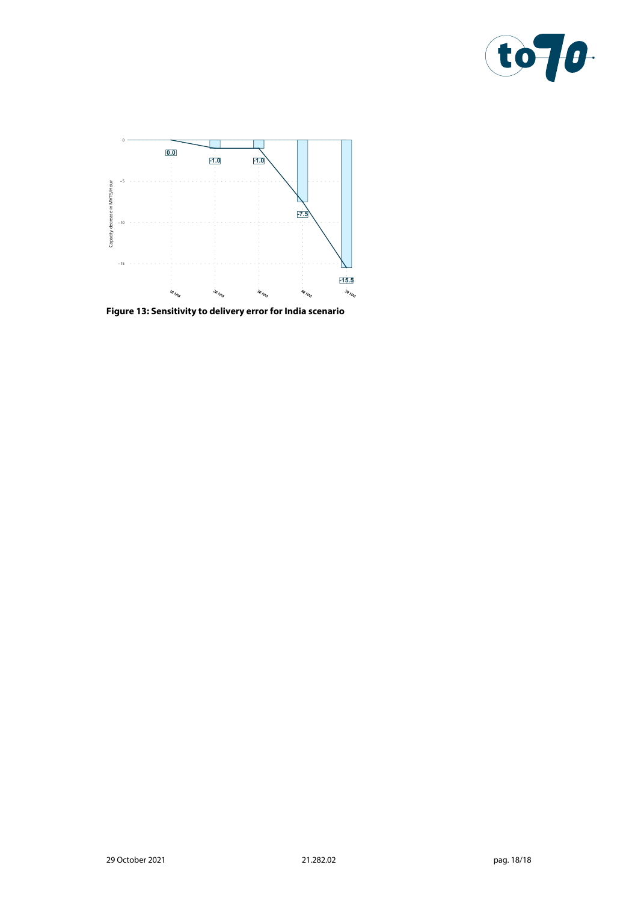0

−5

−10

−15

Capacity decrease in MVTS/Hour

0.0

-1.0

-1.0

-7.5

-15.5

10 NM

20 NM

30 NM

40 NM

50 NM

**Figure 13: Sensitivity to delivery error for India scenario**